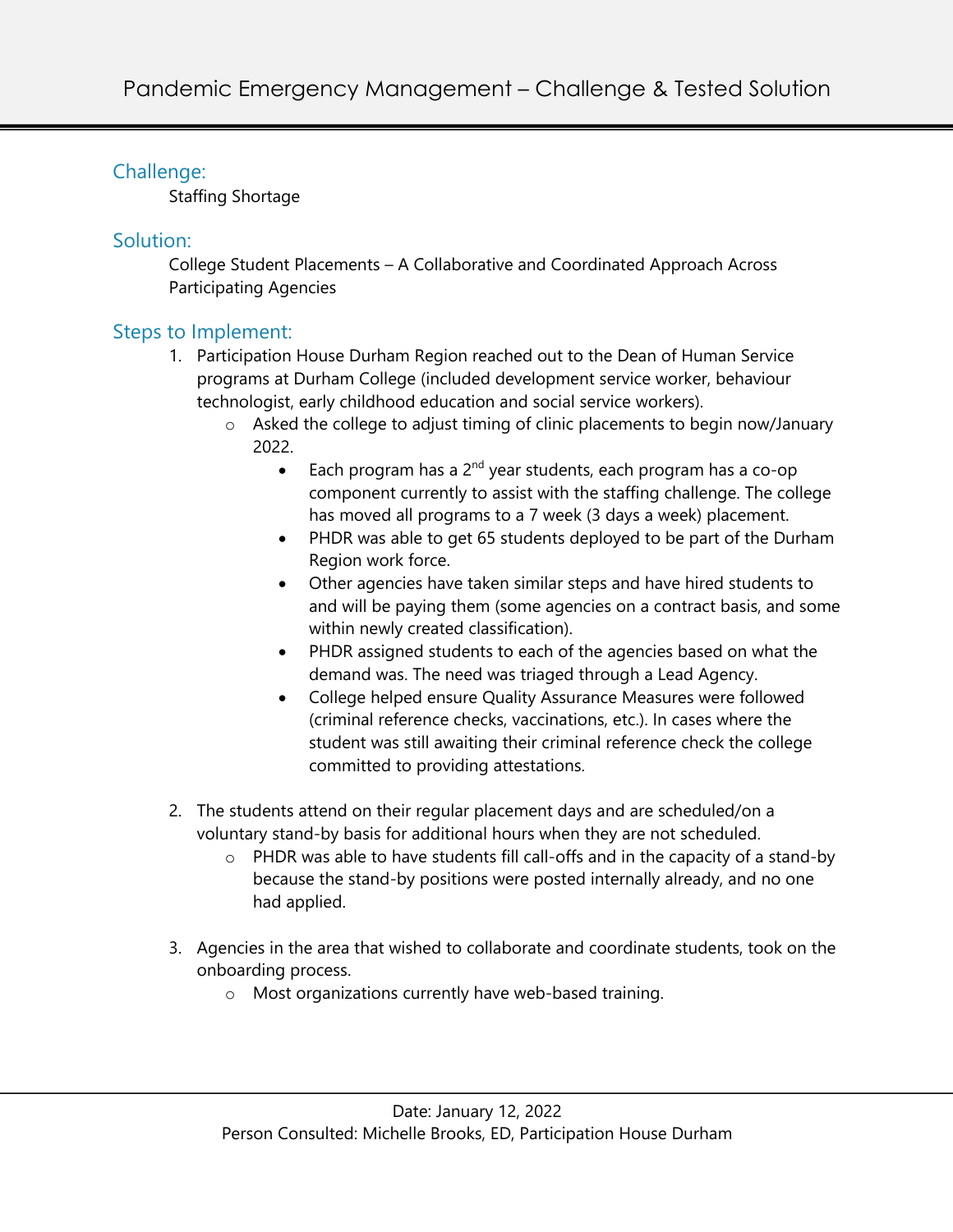# Pandemic Emergency Management – Challenge & Tested Solution

## Challenge:

Staffing Shortage

## Solution:

College Student Placements – A Collaborative and Coordinated Approach Across Participating Agencies

## Steps to Implement:

1. Participation House Durham Region reached out to the Dean of Human Service programs at Durham College (included development service worker, behaviour technologist, early childhood education and social service workers).
   - Asked the college to adjust timing of clinic placements to begin now/January 2022.
     - Each program has a 2nd year students, each program has a co-op component currently to assist with the staffing challenge. The college has moved all programs to a 7 week (3 days a week) placement.
     - PHDR was able to get 65 students deployed to be part of the Durham Region work force.
     - Other agencies have taken similar steps and have hired students to and will be paying them (some agencies on a contract basis, and some within newly created classification).
     - PHDR assigned students to each of the agencies based on what the demand was. The need was triaged through a Lead Agency.
     - College helped ensure Quality Assurance Measures were followed (criminal reference checks, vaccinations, etc.). In cases where the student was still awaiting their criminal reference check the college committed to providing attestations.

2. The students attend on their regular placement days and are scheduled/on a voluntary stand-by basis for additional hours when they are not scheduled.
   - PHDR was able to have students fill call-offs and in the capacity of a stand-by because the stand-by positions were posted internally already, and no one had applied.

3. Agencies in the area that wished to collaborate and coordinate students, took on the onboarding process.
   - Most organizations currently have web-based training.

Date: January 12, 2022
Person Consulted: Michelle Brooks, ED, Participation House Durham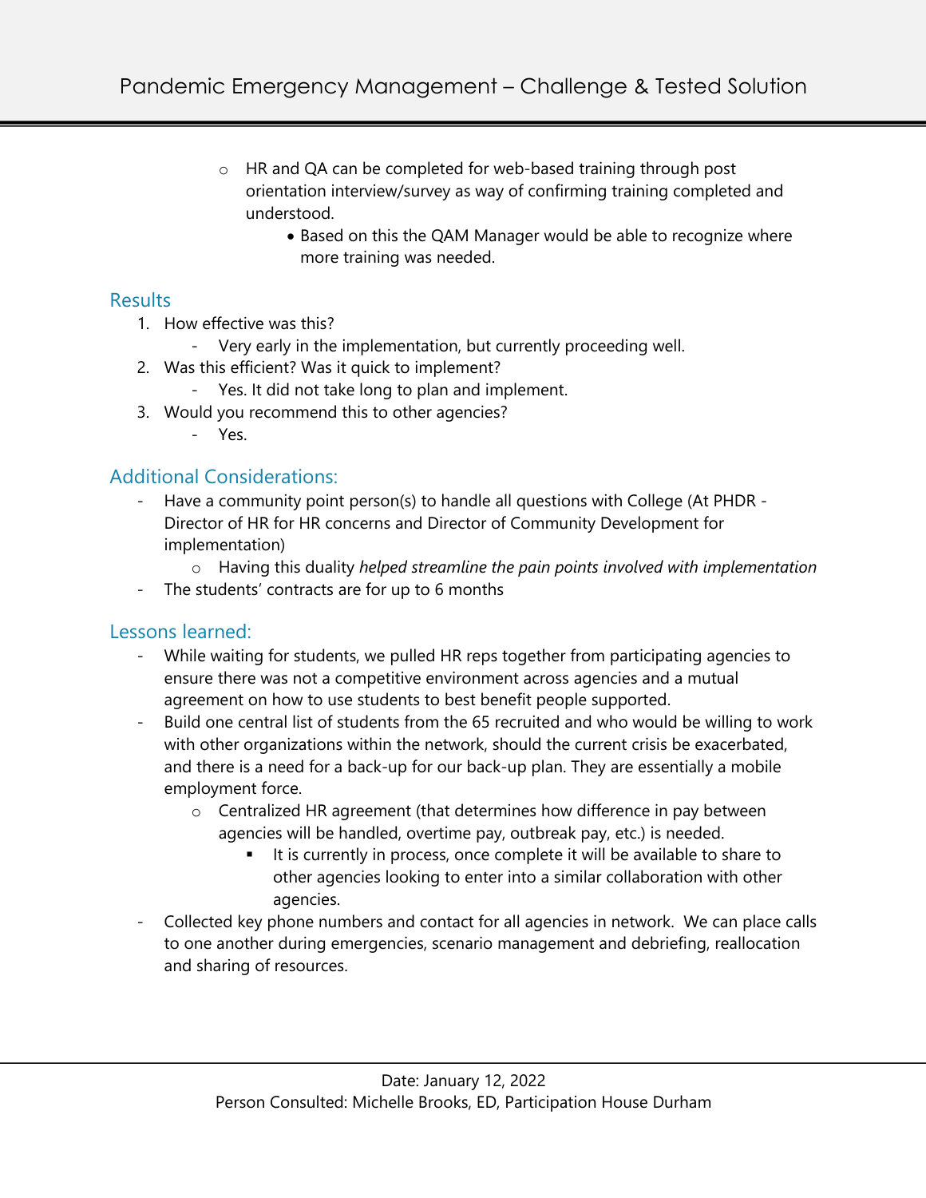- HR and QA can be completed for web-based training through post orientation interview/survey as way of confirming training completed and understood.
    - Based on this the QAM Manager would be able to recognize where more training was needed.

## Results

1. How effective was this?
    - Very early in the implementation, but currently proceeding well.
2. Was this efficient? Was it quick to implement?
    - Yes. It did not take long to plan and implement.
3. Would you recommend this to other agencies?
    - Yes.

## Additional Considerations:

- Have a community point person(s) to handle all questions with College (At PHDR - Director of HR for HR concerns and Director of Community Development for implementation)
    - Having this duality *helped streamline the pain points involved with implementation*
- The students' contracts are for up to 6 months

## Lessons learned:

- While waiting for students, we pulled HR reps together from participating agencies to ensure there was not a competitive environment across agencies and a mutual agreement on how to use students to best benefit people supported.
- Build one central list of students from the 65 recruited and who would be willing to work with other organizations within the network, should the current crisis be exacerbated, and there is a need for a back-up for our back-up plan. They are essentially a mobile employment force.
    - Centralized HR agreement (that determines how difference in pay between agencies will be handled, overtime pay, outbreak pay, etc.) is needed.
        - It is currently in process, once complete it will be available to share to other agencies looking to enter into a similar collaboration with other agencies.
- Collected key phone numbers and contact for all agencies in network. We can place calls to one another during emergencies, scenario management and debriefing, reallocation and sharing of resources.

Date: January 12, 2022
Person Consulted: Michelle Brooks, ED, Participation House Durham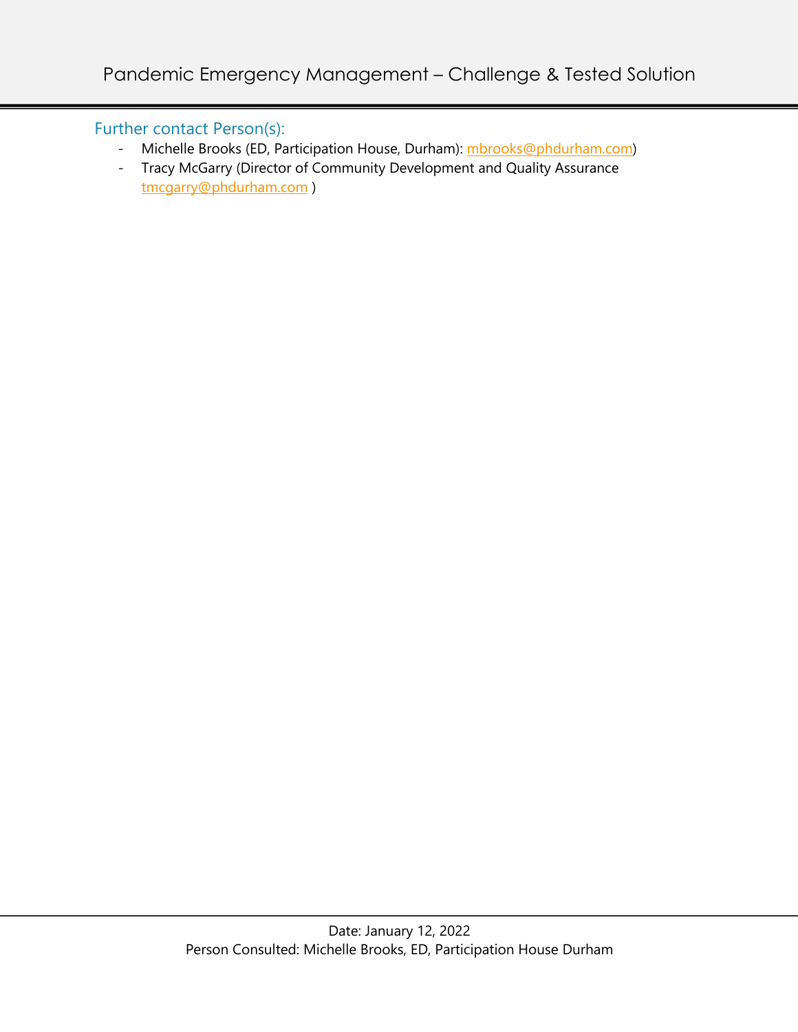## Further contact Person(s):

- Michelle Brooks (ED, Participation House, Durham): mbrooks@phdurham.com)
- Tracy McGarry (Director of Community Development and Quality Assurance tmcgarry@phdurham.com )

Date: January 12, 2022
Person Consulted: Michelle Brooks, ED, Participation House Durham